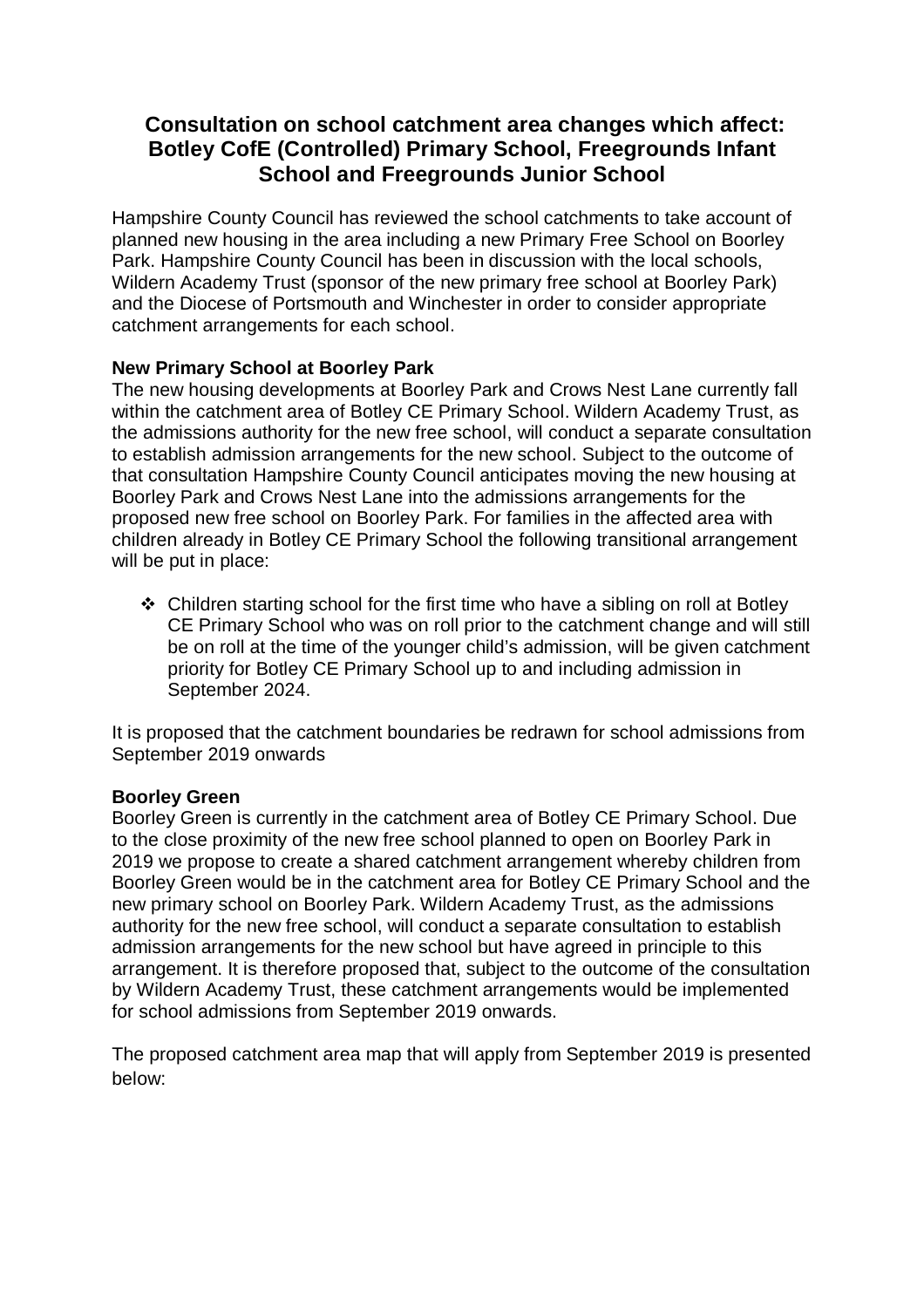# Consultation on school catchment area changes which affect: Botley CofE (Controlled) Primary School, Freegrounds Infant School and Freegrounds Junior School

Hampshire County Council has reviewed the school catchments to take account of planned new housing in the area including a new Primary Free School on Boorley Park. Hampshire County Council has been in discussion with the local schools, Wildern Academy Trust (sponsor of the new primary free school at Boorley Park) and the Diocese of Portsmouth and Winchester in order to consider appropriate catchment arrangements for each school.

**New Primary School at Boorley Park**

The new housing developments at Boorley Park and Crows Nest Lane currently fall within the catchment area of Botley CE Primary School. Wildern Academy Trust, as the admissions authority for the new free school, will conduct a separate consultation to establish admission arrangements for the new school. Subject to the outcome of that consultation Hampshire County Council anticipates moving the new housing at Boorley Park and Crows Nest Lane into the admissions arrangements for the proposed new free school on Boorley Park. For families in the affected area with children already in Botley CE Primary School the following transitional arrangement will be put in place:

- Children starting school for the first time who have a sibling on roll at Botley CE Primary School who was on roll prior to the catchment change and will still be on roll at the time of the younger child's admission, will be given catchment priority for Botley CE Primary School up to and including admission in September 2024.

It is proposed that the catchment boundaries be redrawn for school admissions from September 2019 onwards

**Boorley Green**

Boorley Green is currently in the catchment area of Botley CE Primary School. Due to the close proximity of the new free school planned to open on Boorley Park in 2019 we propose to create a shared catchment arrangement whereby children from Boorley Green would be in the catchment area for Botley CE Primary School and the new primary school on Boorley Park. Wildern Academy Trust, as the admissions authority for the new free school, will conduct a separate consultation to establish admission arrangements for the new school but have agreed in principle to this arrangement. It is therefore proposed that, subject to the outcome of the consultation by Wildern Academy Trust, these catchment arrangements would be implemented for school admissions from September 2019 onwards.

The proposed catchment area map that will apply from September 2019 is presented below: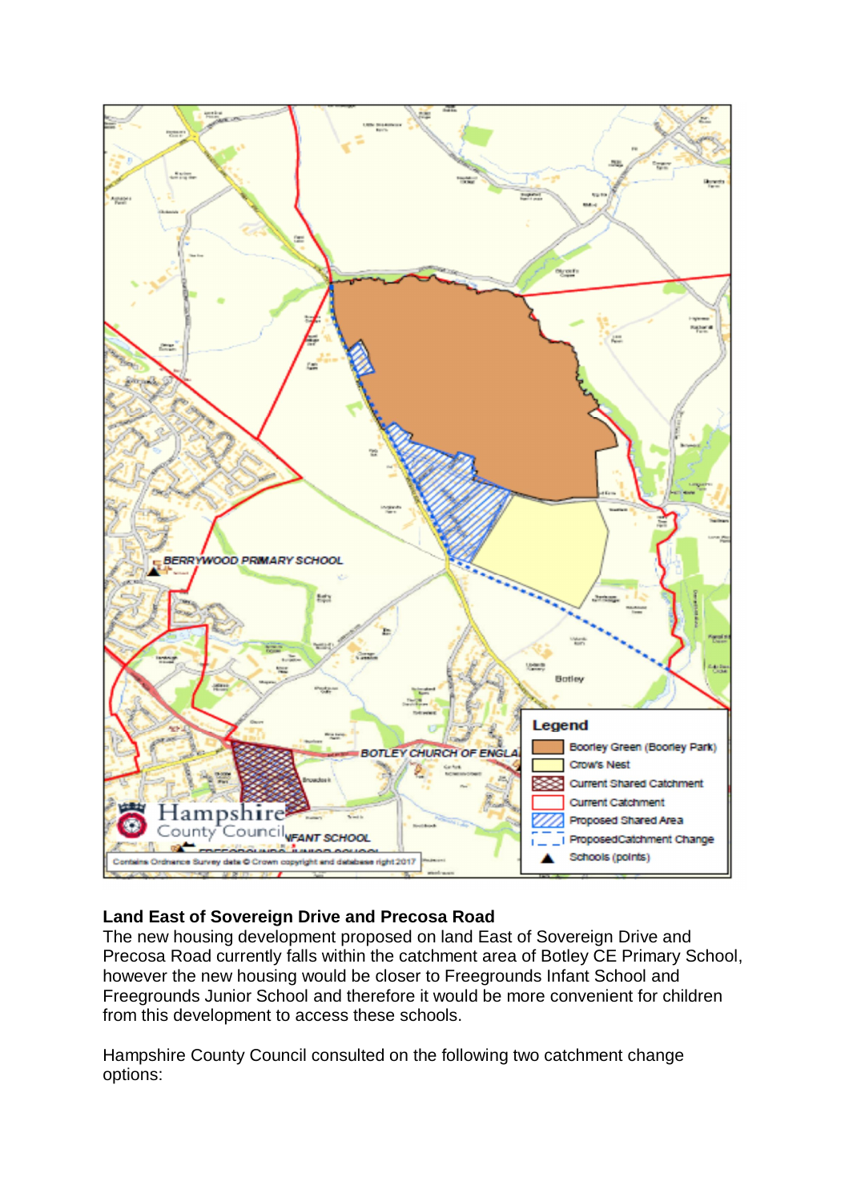**Land East of Sovereign Drive and Precosa Road**
The new housing development proposed on land East of Sovereign Drive and Precosa Road currently falls within the catchment area of Botley CE Primary School, however the new housing would be closer to Freegrounds Infant School and Freegrounds Junior School and therefore it would be more convenient for children from this development to access these schools.

Hampshire County Council consulted on the following two catchment change options: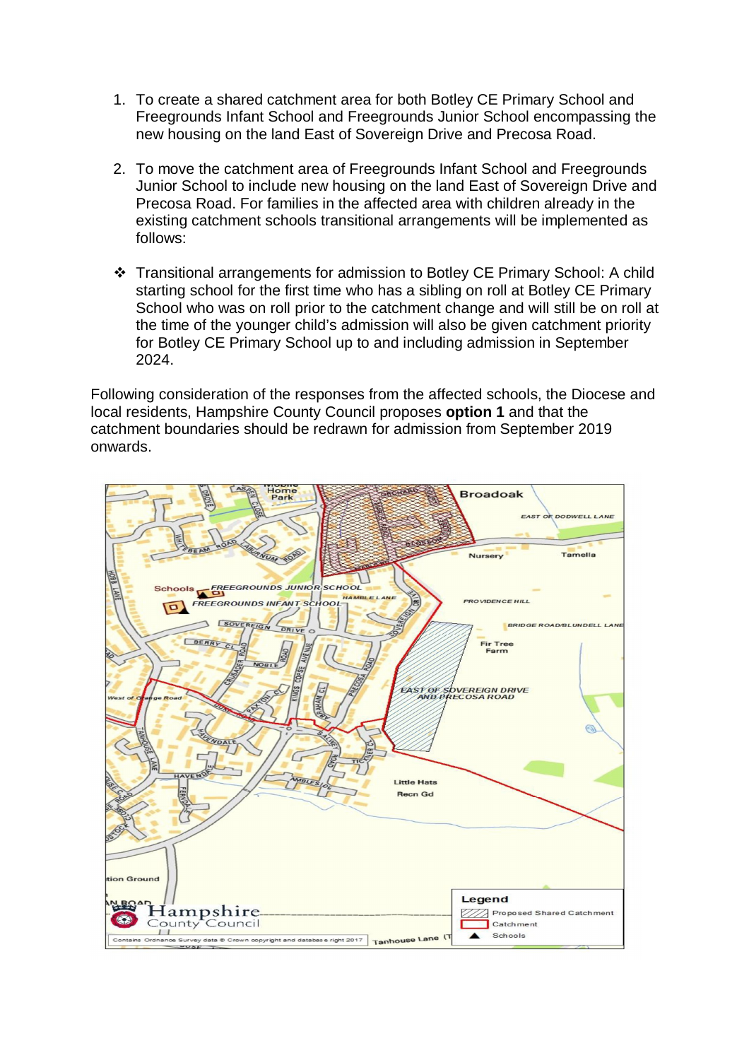1. To create a shared catchment area for both Botley CE Primary School and Freegrounds Infant School and Freegrounds Junior School encompassing the new housing on the land East of Sovereign Drive and Precosa Road.

2. To move the catchment area of Freegrounds Infant School and Freegrounds Junior School to include new housing on the land East of Sovereign Drive and Precosa Road. For families in the affected area with children already in the existing catchment schools transitional arrangements will be implemented as follows:

- Transitional arrangements for admission to Botley CE Primary School: A child starting school for the first time who has a sibling on roll at Botley CE Primary School who was on roll prior to the catchment change and will still be on roll at the time of the younger child's admission will also be given catchment priority for Botley CE Primary School up to and including admission in September 2024.

Following consideration of the responses from the affected schools, the Diocese and local residents, Hampshire County Council proposes **option 1** and that the catchment boundaries should be redrawn for admission from September 2019 onwards.

Broadoak

EAST OF DODWELL LANE

Nursery

Tamella

Schools

FREEGROUNDS JUNIOR SCHOOL

FREEGROUNDS INFANT SCHOOL

PROVIDENCE HILL

BRIDGE ROAD/BLUNDELL LANE

Fir Tree Farm

West of Grange Road

EAST OF SOVEREIGN DRIVE AND PRECOSA ROAD

Little Hats Recn Gd

Hampshire County Council

Contains Ordnance Survey data © Crown copyright and database right 2017

Legend

Proposed Shared Catchment

Catchment

Schools